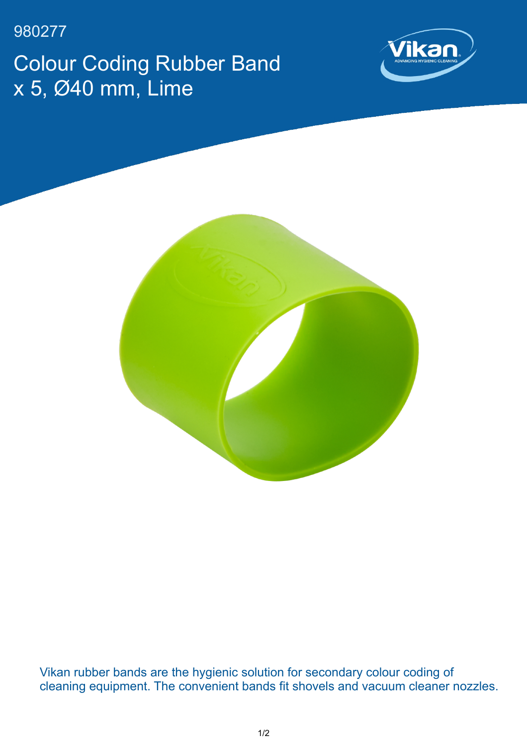980277

# Colour Coding Rubber Band x 5, Ø40 mm, Lime

Vikan rubber bands are the hygienic solution for secondary colour coding of cleaning equipment. The convenient bands fit shovels and vacuum cleaner nozzles.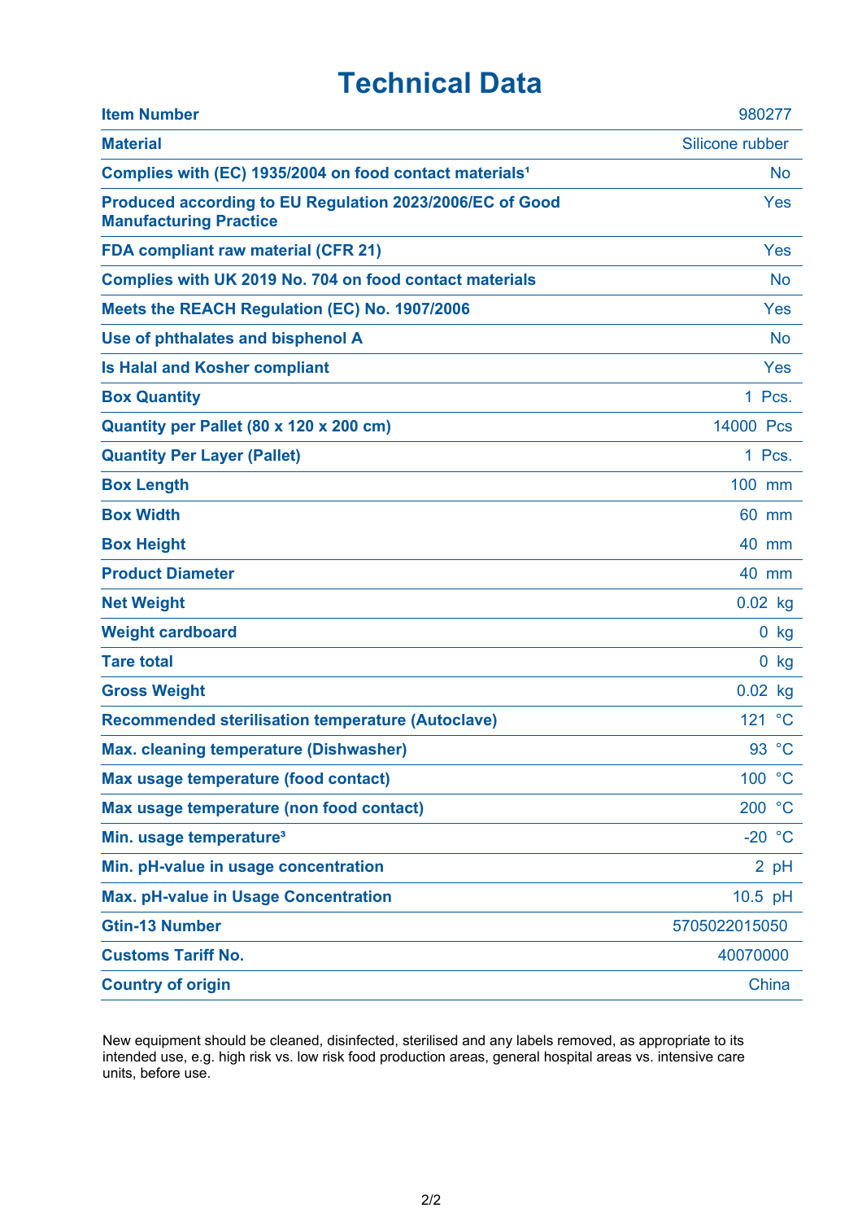# Technical Data

| | |
|---|---|
| **Item Number** | 980277 |
| **Material** | Silicone rubber |
| **Complies with (EC) 1935/2004 on food contact materials[1]** | No |
| **Produced according to EU Regulation 2023/2006/EC of Good Manufacturing Practice** | Yes |
| **FDA compliant raw material (CFR 21)** | Yes |
| **Complies with UK 2019 No. 704 on food contact materials** | No |
| **Meets the REACH Regulation (EC) No. 1907/2006** | Yes |
| **Use of phthalates and bisphenol A** | No |
| **Is Halal and Kosher compliant** | Yes |
| **Box Quantity** | 1 Pcs. |
| **Quantity per Pallet (80 x 120 x 200 cm)** | 14000 Pcs |
| **Quantity Per Layer (Pallet)** | 1 Pcs. |
| **Box Length** | 100 mm |
| **Box Width** | 60 mm |
| **Box Height** | 40 mm |
| **Product Diameter** | 40 mm |
| **Net Weight** | 0.02 kg |
| **Weight cardboard** | 0 kg |
| **Tare total** | 0 kg |
| **Gross Weight** | 0.02 kg |
| **Recommended sterilisation temperature (Autoclave)** | 121 °C |
| **Max. cleaning temperature (Dishwasher)** | 93 °C |
| **Max usage temperature (food contact)** | 100 °C |
| **Max usage temperature (non food contact)** | 200 °C |
| **Min. usage temperature[3]** | -20 °C |
| **Min. pH-value in usage concentration** | 2 pH |
| **Max. pH-value in Usage Concentration** | 10.5 pH |
| **Gtin-13 Number** | 5705022015050 |
| **Customs Tariff No.** | 40070000 |
| **Country of origin** | China |

New equipment should be cleaned, disinfected, sterilised and any labels removed, as appropriate to its intended use, e.g. high risk vs. low risk food production areas, general hospital areas vs. intensive care units, before use.